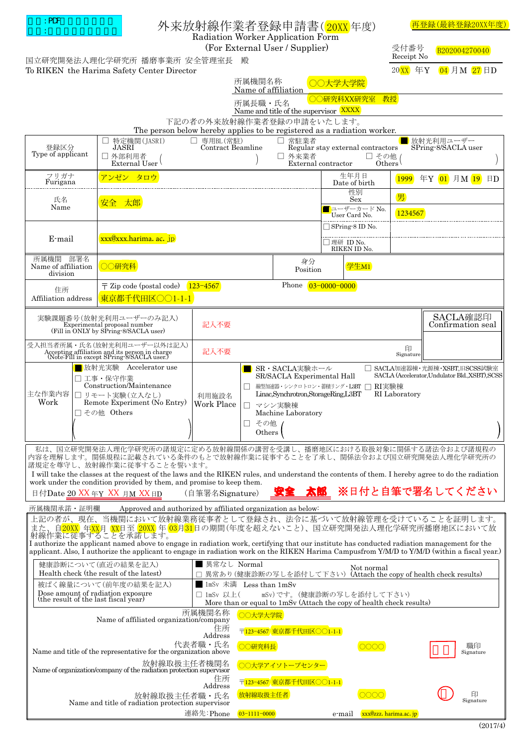記入例：PDF

# 外来放射線作業者登録申請書(20XX年度)

再登録(最終登録20XX年度)

Radiation Worker Application Form
(For External User / Supplier)

受付番号 Receipt No B202004270040

国立研究開発法人理化学研究所 播磨事業所 安全管理室長 殿
To RIKEN the Harima Safety Center Director

20XX 年Y 04 月M 27 日D

所属機関名称 Name of affiliation: ○○大学大学院

所属長職・氏名 Name and title of the supervisor: ○○研究科XX研究室 教授 XXXX

下記の者の外来放射線作業者登録の申請をいたします。
The person below hereby applies to be registered as a radiation worker.

| 登録区分 Type of applicant | ☐ 特定機関(JASRI) JASRI ☐ 専用BL(常駐) Contract Beamline ☐ 常駐業者 Regular stay external contractors ■ 放射光利用ユーザー SPring-8/SACLA user ☐ 外部利用者 External User ( ) ☐ 外来業者 External contractor ☐ その他 Others ( ) | | |
|---|---|---|---|
| フリガナ Furigana | アンゼン タロウ | 生年月日 Date of birth | 1999 年Y 01 月M 19 日D |
| 氏名 Name | 安全 太郎 | 性別 Sex | 男 |
| | | ■ ユーザーカード No. User Card No. | 1234567 |
| E-mail | xxx@xxx.harima.ac.jp | ☐ SPring-8 ID No. | |
| | | ☐ 理研 ID No. RIKEN ID No. | |
| 所属機関 部署名 Name of affiliation division | ○○研究科 | 身分 Position | 学生M1 |
| 住所 Affiliation address | 〒 Zip code (postal code) 123-4567 東京都千代田区○○1-1-1 | Phone | 03-0000-0000 |

| 実験課題番号(放射光利用ユーザーのみ記入) Experimental proposal number (Fill in ONLY by SPring-8/SACLA user) | 記入不要 | SACLA確認印 Confirmation seal |
|---|---|---|
| 受入担当者所属・氏名(放射光利用ユーザー以外は記入) Accepting affiliation and its person in charge (Note:Fill in except SPring-8/SACLA user.) | 記入不要 印 Signature | |

| 主な作業内容 Work | ■ 放射光実験 Accelerator use ☐ 工事・保守作業 Construction/Maintenance ☐ リモート実験(立入なし) Remote Experiment (No Entry) ☐ その他 Others ( ) | 利用施設名 Work Place | ■ SR・SACLA実験ホール SR/SACLA Experimental Hall ☐ SACLA加速器棟・光源棟・XSBT,旧SCSS試験室 SACLA (Accelerator,Undulator Bld.,XSBT),SCSS ☐ 線型加速器・シンクロトロン・蓄積リング・L3BT Linac,Synchrotron,StorageRing,L3BT ☐ RI実験棟 RI Laboratory ☐ マシン実験棟 Machine Laboratory ☐ その他 Others ( ) |
|---|---|---|---|

私は、国立研究開発法人理化学研究所の諸規定に定める放射線関係の講習を受講し、播磨地区における取扱対象に関係する諸法令および諸規程の内容を理解します。関係規程に記載されている条件のもとで放射線作業に従事することを了承し、関係法令および国立研究開発法人理化学研究所の諸規定を尊守し、放射線作業に従事することを誓います。
I will take the classes at the request of the laws and the RIKEN rules, and understand the contents of them. I hereby agree to do the radiation work under the condition provided by them, and promise to keep them.

日付Date 20 XX 年Y XX 月M XX 日D (自筆署名Signature) 安全 太郎 ※日付と自筆で署名してください

所属機関承諾・証明欄 Approved and authorized by affiliated organization as below:

上記の者が、現在、当機関において放射線業務従事者として登録され、法令に基づいて放射線管理を受けていることを証明します。また、自20XX 年XX月 XX日至 20XX 年 03月31日の期間(年度を超えないこと)、国立研究開発法人理化学研究所播磨地区において放射線作業に従事することを承諾します。
I authorize the applicant named above to engage in radiation work, certifying that our institute has conducted radiation management for the applicant. Also, I authorize the applicant to engage in radiation work on the RIKEN Harima Campusfrom Y/M/D to Y/M/D (within a fiscal year.)

| 健康診断について(直近の結果を記入) Health check (the result of the latest) | ■ 異常なし Normal ☐ 異常あり(健康診断の写しを添付して下さい) Not normal (Attach the copy of health check results) |
|---|---|
| 被ばく線量について(前年度の結果を記入) Dose amount of radiation exposure (the result of the last fiscal year) | ■ 1mSv 未満 Less than 1mSv ☐ 1mSv 以上( mSv)です。(健康診断の写しを添付して下さい) More than or equal to 1mSv (Attach the copy of health check results) |

所属機関名称 Name of affiliated organization/company: ○○大学大学院
住所 Address: 〒123-4567 東京都千代田区○○1-1-1
代表者職・氏名 Name and title of the representative for the organization above: ○○研究科長 ○○○○ 職印 Signature
放射線取扱主任者機関名 Name of organization/company of the radiation protection supervisor: ○○大学アイソトープセンター
住所 Address: 〒123-4567 東京都千代田区○○1-1-1
放射線取扱主任者職・氏名 Name and title of radiation protection supervisor: 放射線取扱主任者 ○○○○ 印 Signature
連絡先:Phone 03-1111-0000 e-mail xxx@zzz.harima.ac.jp

(2017/4)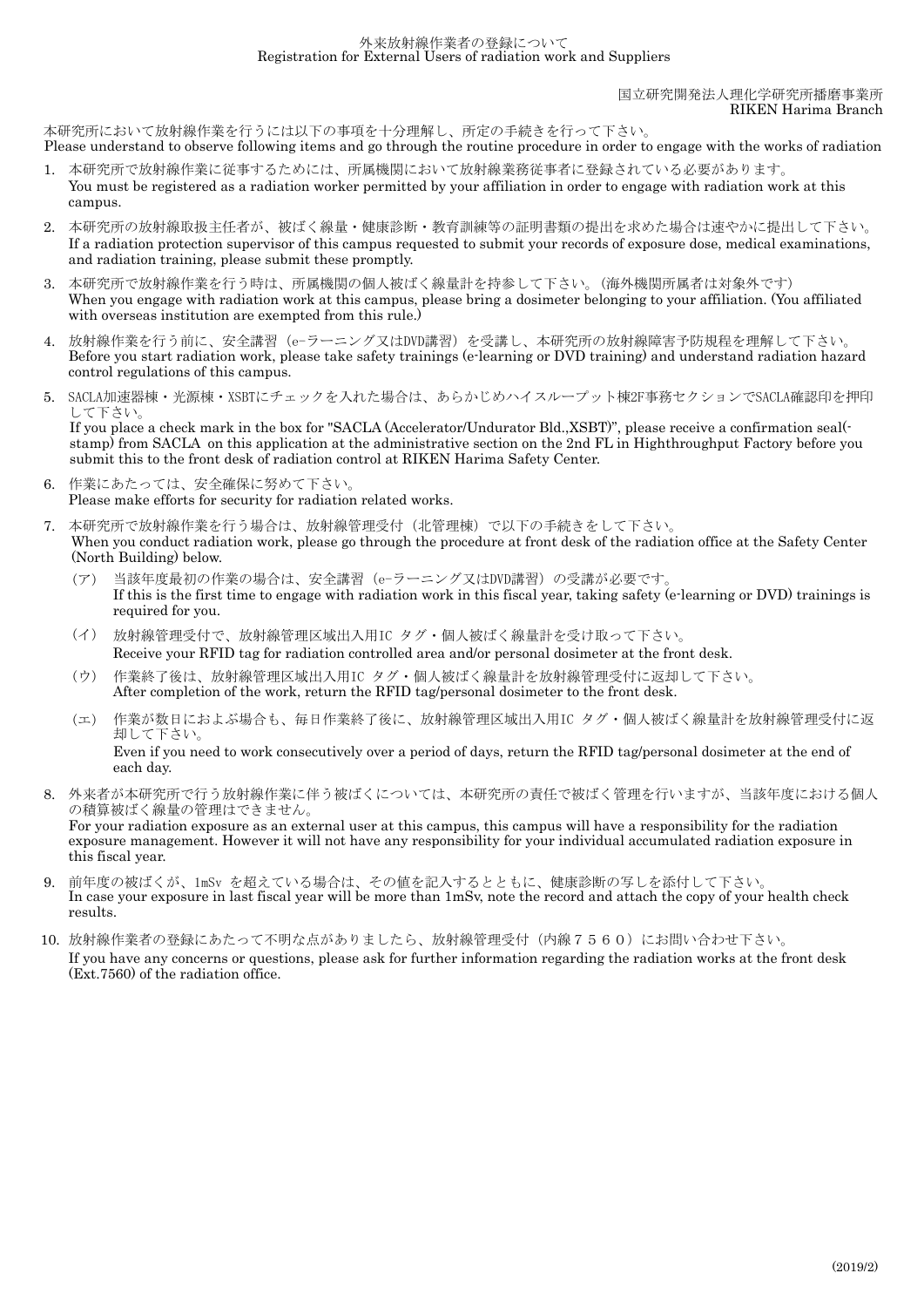# 外来放射線作業者の登録について
# Registration for External Users of radiation work and Suppliers

国立研究開発法人理化学研究所播磨事業所
RIKEN Harima Branch

本研究所において放射線作業を行うには以下の事項を十分理解し、所定の手続きを行って下さい。
Please understand to observe following items and go through the routine procedure in order to engage with the works of radiation

1. 本研究所で放射線作業に従事するためには、所属機関において放射線業務従事者に登録されている必要があります。
   You must be registered as a radiation worker permitted by your affiliation in order to engage with radiation work at this campus.

2. 本研究所の放射線取扱主任者が、被ばく線量・健康診断・教育訓練等の証明書類の提出を求めた場合は速やかに提出して下さい。
   If a radiation protection supervisor of this campus requested to submit your records of exposure dose, medical examinations, and radiation training, please submit these promptly.

3. 本研究所で放射線作業を行う時は、所属機関の個人被ばく線量計を持参して下さい。(海外機関所属者は対象外です)
   When you engage with radiation work at this campus, please bring a dosimeter belonging to your affiliation. (You affiliated with overseas institution are exempted from this rule.)

4. 放射線作業を行う前に、安全講習（e-ラーニング又はDVD講習）を受講し、本研究所の放射線障害予防規程を理解して下さい。
   Before you start radiation work, please take safety trainings (e-learning or DVD training) and understand radiation hazard control regulations of this campus.

5. SACLA加速器棟・光源棟・XSBTにチェックを入れた場合は、あらかじめハイスループット棟2F事務セクションでSACLA確認印を押印して下さい。
   If you place a check mark in the box for "SACLA (Accelerator/Undurator Bld.,XSBT)", please receive a confirmation seal(-stamp) from SACLA on this application at the administrative section on the 2nd FL in Highthroughput Factory before you submit this to the front desk of radiation control at RIKEN Harima Safety Center.

6. 作業にあたっては、安全確保に努めて下さい。
   Please make efforts for security for radiation related works.

7. 本研究所で放射線作業を行う場合は、放射線管理受付（北管理棟）で以下の手続きをして下さい。
   When you conduct radiation work, please go through the procedure at front desk of the radiation office at the Safety Center (North Building) below.

   （ア） 当該年度最初の作業の場合は、安全講習（e-ラーニング又はDVD講習）の受講が必要です。
   If this is the first time to engage with radiation work in this fiscal year, taking safety (e-learning or DVD) trainings is required for you.

   （イ） 放射線管理受付で、放射線管理区域出入用IC タグ・個人被ばく線量計を受け取って下さい。
   Receive your RFID tag for radiation controlled area and/or personal dosimeter at the front desk.

   （ウ） 作業終了後は、放射線管理区域出入用IC タグ・個人被ばく線量計を放射線管理受付に返却して下さい。
   After completion of the work, return the RFID tag/personal dosimeter to the front desk.

   （エ） 作業が数日におよぶ場合も、毎日作業終了後に、放射線管理区域出入用IC タグ・個人被ばく線量計を放射線管理受付に返却して下さい。
   Even if you need to work consecutively over a period of days, return the RFID tag/personal dosimeter at the end of each day.

8. 外来者が本研究所で行う放射線作業に伴う被ばくについては、本研究所の責任で被ばく管理を行いますが、当該年度における個人の積算被ばく線量の管理はできません。
   For your radiation exposure as an external user at this campus, this campus will have a responsibility for the radiation exposure management. However it will not have any responsibility for your individual accumulated radiation exposure in this fiscal year.

9. 前年度の被ばくが、1mSv を超えている場合は、その値を記入するとともに、健康診断の写しを添付して下さい。
   In case your exposure in last fiscal year will be more than 1mSv, note the record and attach the copy of your health check results.

10. 放射線作業者の登録にあたって不明な点がありましたら、放射線管理受付（内線７５６０）にお問い合わせ下さい。
    If you have any concerns or questions, please ask for further information regarding the radiation works at the front desk (Ext.7560) of the radiation office.

(2019/2)